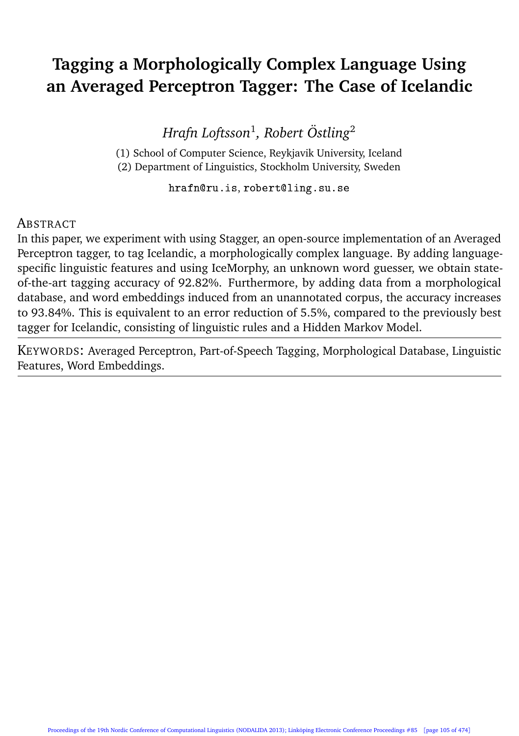# Tagging a Morphologically Complex Language Using an Averaged Perceptron Tagger: The Case of Icelandic

*Hrafn Loftsson*[1], *Robert Östling*[2]

(1) School of Computer Science, Reykjavik University, Iceland
(2) Department of Linguistics, Stockholm University, Sweden

hrafn@ru.is, robert@ling.su.se

## Abstract

In this paper, we experiment with using Stagger, an open-source implementation of an Averaged Perceptron tagger, to tag Icelandic, a morphologically complex language. By adding language-specific linguistic features and using IceMorphy, an unknown word guesser, we obtain state-of-the-art tagging accuracy of 92.82%. Furthermore, by adding data from a morphological database, and word embeddings induced from an unannotated corpus, the accuracy increases to 93.84%. This is equivalent to an error reduction of 5.5%, compared to the previously best tagger for Icelandic, consisting of linguistic rules and a Hidden Markov Model.

Keywords: Averaged Perceptron, Part-of-Speech Tagging, Morphological Database, Linguistic Features, Word Embeddings.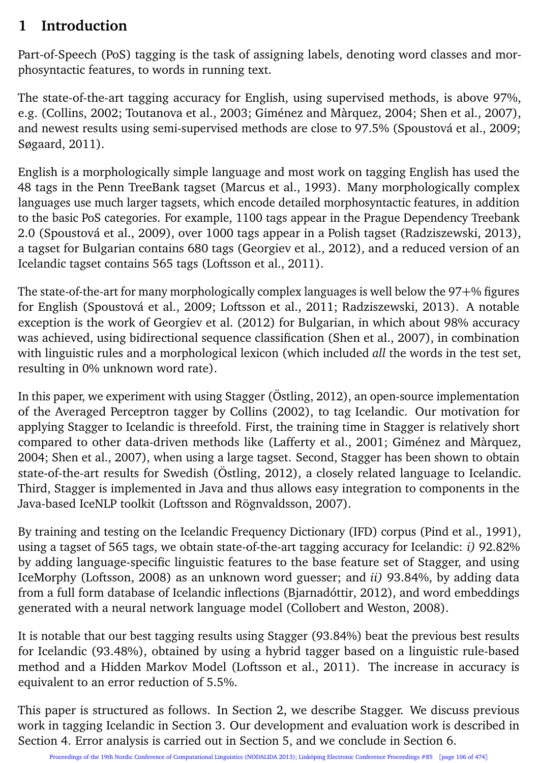# 1 Introduction

Part-of-Speech (PoS) tagging is the task of assigning labels, denoting word classes and morphosyntactic features, to words in running text.

The state-of-the-art tagging accuracy for English, using supervised methods, is above 97%, e.g. (Collins, 2002; Toutanova et al., 2003; Giménez and Màrquez, 2004; Shen et al., 2007), and newest results using semi-supervised methods are close to 97.5% (Spoustová et al., 2009; Søgaard, 2011).

English is a morphologically simple language and most work on tagging English has used the 48 tags in the Penn TreeBank tagset (Marcus et al., 1993). Many morphologically complex languages use much larger tagsets, which encode detailed morphosyntactic features, in addition to the basic PoS categories. For example, 1100 tags appear in the Prague Dependency Treebank 2.0 (Spoustová et al., 2009), over 1000 tags appear in a Polish tagset (Radziszewski, 2013), a tagset for Bulgarian contains 680 tags (Georgiev et al., 2012), and a reduced version of an Icelandic tagset contains 565 tags (Loftsson et al., 2011).

The state-of-the-art for many morphologically complex languages is well below the 97+% figures for English (Spoustová et al., 2009; Loftsson et al., 2011; Radziszewski, 2013). A notable exception is the work of Georgiev et al. (2012) for Bulgarian, in which about 98% accuracy was achieved, using bidirectional sequence classification (Shen et al., 2007), in combination with linguistic rules and a morphological lexicon (which included *all* the words in the test set, resulting in 0% unknown word rate).

In this paper, we experiment with using Stagger (Östling, 2012), an open-source implementation of the Averaged Perceptron tagger by Collins (2002), to tag Icelandic. Our motivation for applying Stagger to Icelandic is threefold. First, the training time in Stagger is relatively short compared to other data-driven methods like (Lafferty et al., 2001; Giménez and Màrquez, 2004; Shen et al., 2007), when using a large tagset. Second, Stagger has been shown to obtain state-of-the-art results for Swedish (Östling, 2012), a closely related language to Icelandic. Third, Stagger is implemented in Java and thus allows easy integration to components in the Java-based IceNLP toolkit (Loftsson and Rögnvaldsson, 2007).

By training and testing on the Icelandic Frequency Dictionary (IFD) corpus (Pind et al., 1991), using a tagset of 565 tags, we obtain state-of-the-art tagging accuracy for Icelandic: *i)* 92.82% by adding language-specific linguistic features to the base feature set of Stagger, and using IceMorphy (Loftsson, 2008) as an unknown word guesser; and *ii)* 93.84%, by adding data from a full form database of Icelandic inflections (Bjarnadóttir, 2012), and word embeddings generated with a neural network language model (Collobert and Weston, 2008).

It is notable that our best tagging results using Stagger (93.84%) beat the previous best results for Icelandic (93.48%), obtained by using a hybrid tagger based on a linguistic rule-based method and a Hidden Markov Model (Loftsson et al., 2011). The increase in accuracy is equivalent to an error reduction of 5.5%.

This paper is structured as follows. In Section 2, we describe Stagger. We discuss previous work in tagging Icelandic in Section 3. Our development and evaluation work is described in Section 4. Error analysis is carried out in Section 5, and we conclude in Section 6.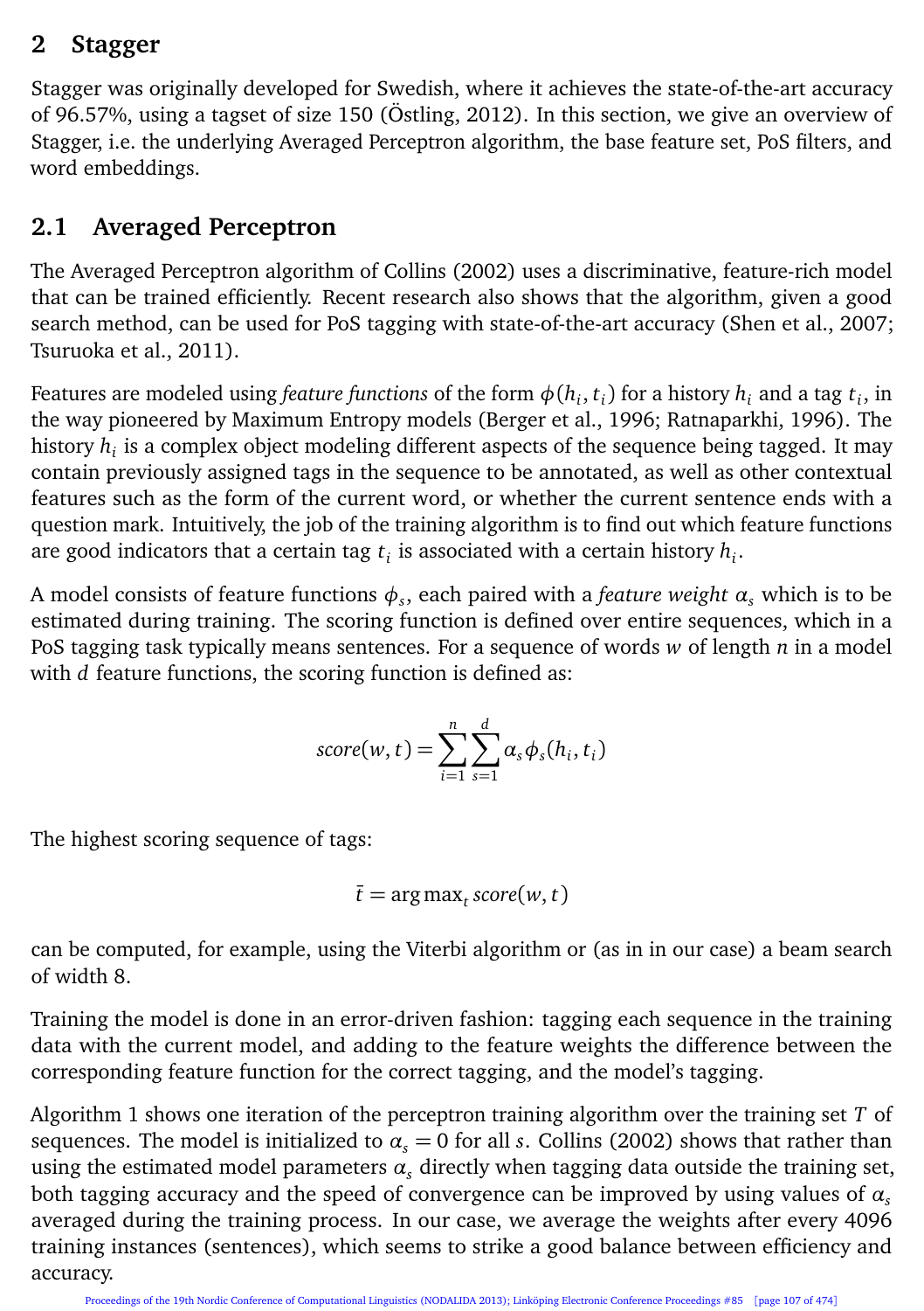## 2 Stagger

Stagger was originally developed for Swedish, where it achieves the state-of-the-art accuracy of 96.57%, using a tagset of size 150 (Östling, 2012). In this section, we give an overview of Stagger, i.e. the underlying Averaged Perceptron algorithm, the base feature set, PoS filters, and word embeddings.

### 2.1 Averaged Perceptron

The Averaged Perceptron algorithm of Collins (2002) uses a discriminative, feature-rich model that can be trained efficiently. Recent research also shows that the algorithm, given a good search method, can be used for PoS tagging with state-of-the-art accuracy (Shen et al., 2007; Tsuruoka et al., 2011).

Features are modeled using *feature functions* of the form $\phi(h_i, t_i)$ for a history $h_i$ and a tag $t_i$, in the way pioneered by Maximum Entropy models (Berger et al., 1996; Ratnaparkhi, 1996). The history $h_i$ is a complex object modeling different aspects of the sequence being tagged. It may contain previously assigned tags in the sequence to be annotated, as well as other contextual features such as the form of the current word, or whether the current sentence ends with a question mark. Intuitively, the job of the training algorithm is to find out which feature functions are good indicators that a certain tag $t_i$ is associated with a certain history $h_i$.

A model consists of feature functions $\phi_s$, each paired with a *feature weight* $\alpha_s$ which is to be estimated during training. The scoring function is defined over entire sequences, which in a PoS tagging task typically means sentences. For a sequence of words $w$ of length $n$ in a model with $d$ feature functions, the scoring function is defined as:

$$score(w, t) = \sum_{i=1}^{n} \sum_{s=1}^{d} \alpha_s \phi_s(h_i, t_i)$$

The highest scoring sequence of tags:

$$\bar{t} = \arg\max_t score(w, t)$$

can be computed, for example, using the Viterbi algorithm or (as in in our case) a beam search of width 8.

Training the model is done in an error-driven fashion: tagging each sequence in the training data with the current model, and adding to the feature weights the difference between the corresponding feature function for the correct tagging, and the model's tagging.

Algorithm 1 shows one iteration of the perceptron training algorithm over the training set $T$ of sequences. The model is initialized to $\alpha_s = 0$ for all $s$. Collins (2002) shows that rather than using the estimated model parameters $\alpha_s$ directly when tagging data outside the training set, both tagging accuracy and the speed of convergence can be improved by using values of $\alpha_s$ averaged during the training process. In our case, we average the weights after every 4096 training instances (sentences), which seems to strike a good balance between efficiency and accuracy.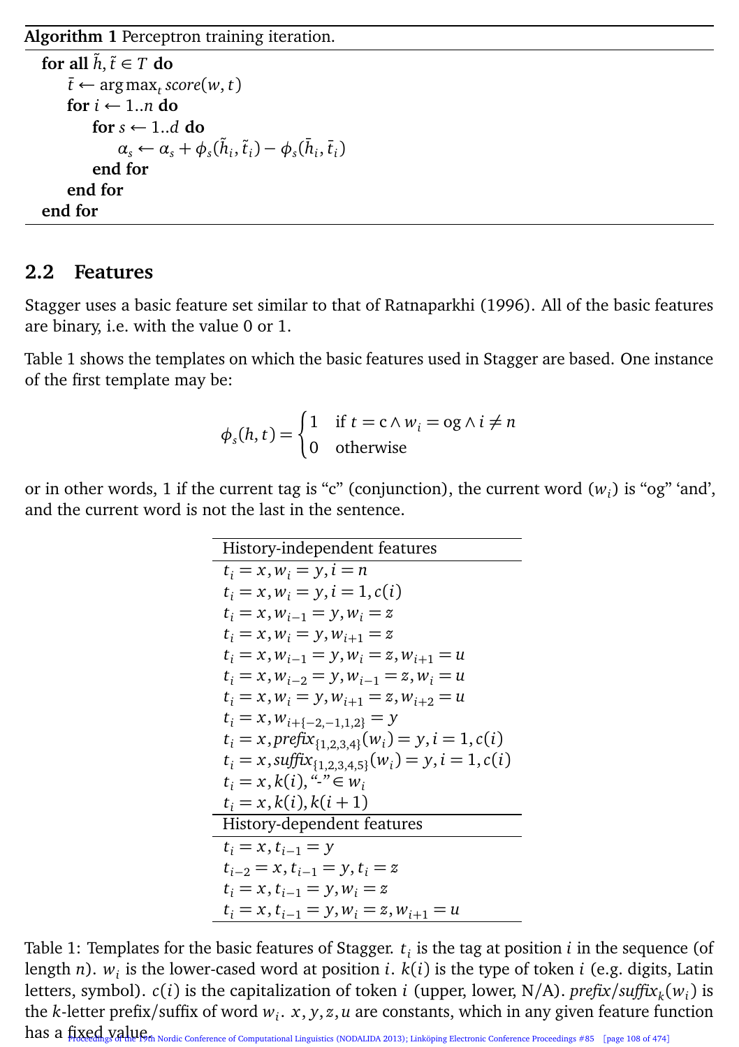**Algorithm 1** Perceptron training iteration.

```
for all h̃, t̃ ∈ T do
    t̄ ← arg max_t score(w, t)
    for i ← 1..n do
        for s ← 1..d do
            α_s ← α_s + φ_s(h̃_i, t̃_i) − φ_s(h̄_i, t̄_i)
        end for
    end for
end for
```

## 2.2 Features

Stagger uses a basic feature set similar to that of Ratnaparkhi (1996). All of the basic features are binary, i.e. with the value 0 or 1.

Table 1 shows the templates on which the basic features used in Stagger are based. One instance of the first template may be:

$$\phi_s(h,t) = \begin{cases} 1 & \text{if } t = \text{c} \wedge w_i = \text{og} \wedge i \neq n \\ 0 & \text{otherwise} \end{cases}$$

or in other words, 1 if the current tag is "c" (conjunction), the current word ($w_i$) is "og" 'and', and the current word is not the last in the sentence.

| History-independent features |
|---|
| $t_i = x, w_i = y, i = n$ |
| $t_i = x, w_i = y, i = 1, c(i)$ |
| $t_i = x, w_{i-1} = y, w_i = z$ |
| $t_i = x, w_i = y, w_{i+1} = z$ |
| $t_i = x, w_{i-1} = y, w_i = z, w_{i+1} = u$ |
| $t_i = x, w_{i-2} = y, w_{i-1} = z, w_i = u$ |
| $t_i = x, w_i = y, w_{i+1} = z, w_{i+2} = u$ |
| $t_i = x, w_{i+\{-2,-1,1,2\}} = y$ |
| $t_i = x, \mathit{prefix}_{\{1,2,3,4\}}(w_i) = y, i = 1, c(i)$ |
| $t_i = x, \mathit{suffix}_{\{1,2,3,4,5\}}(w_i) = y, i = 1, c(i)$ |
| $t_i = x, k(i),$ "-" $\in w_i$ |
| $t_i = x, k(i), k(i+1)$ |
| **History-dependent features** |
| $t_i = x, t_{i-1} = y$ |
| $t_{i-2} = x, t_{i-1} = y, t_i = z$ |
| $t_i = x, t_{i-1} = y, w_i = z$ |
| $t_i = x, t_{i-1} = y, w_i = z, w_{i+1} = u$ |

Table 1: Templates for the basic features of Stagger. $t_i$ is the tag at position $i$ in the sequence (of length $n$). $w_i$ is the lower-cased word at position $i$. $k(i)$ is the type of token $i$ (e.g. digits, Latin letters, symbol). $c(i)$ is the capitalization of token $i$ (upper, lower, N/A). $\mathit{prefix}/\mathit{suffix}_k(w_i)$ is the $k$-letter prefix/suffix of word $w_i$. $x, y, z, u$ are constants, which in any given feature function has a fixed value.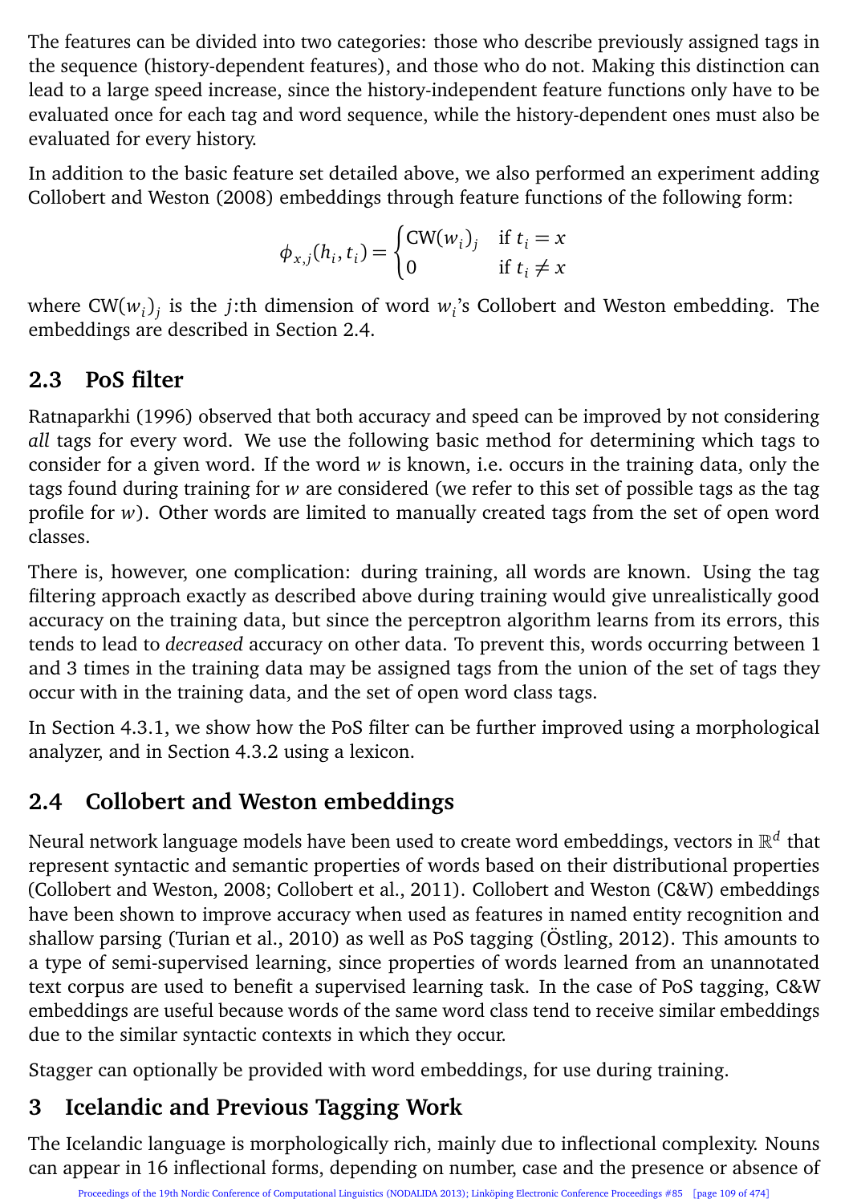The features can be divided into two categories: those who describe previously assigned tags in the sequence (history-dependent features), and those who do not. Making this distinction can lead to a large speed increase, since the history-independent feature functions only have to be evaluated once for each tag and word sequence, while the history-dependent ones must also be evaluated for every history.

In addition to the basic feature set detailed above, we also performed an experiment adding Collobert and Weston (2008) embeddings through feature functions of the following form:

$$\phi_{x,j}(h_i, t_i) = \begin{cases} \mathrm{CW}(w_i)_j & \text{if } t_i = x \\ 0 & \text{if } t_i \neq x \end{cases}$$

where $\mathrm{CW}(w_i)_j$ is the $j$:th dimension of word $w_i$'s Collobert and Weston embedding. The embeddings are described in Section 2.4.

## 2.3 PoS filter

Ratnaparkhi (1996) observed that both accuracy and speed can be improved by not considering *all* tags for every word. We use the following basic method for determining which tags to consider for a given word. If the word $w$ is known, i.e. occurs in the training data, only the tags found during training for $w$ are considered (we refer to this set of possible tags as the tag profile for $w$). Other words are limited to manually created tags from the set of open word classes.

There is, however, one complication: during training, all words are known. Using the tag filtering approach exactly as described above during training would give unrealistically good accuracy on the training data, but since the perceptron algorithm learns from its errors, this tends to lead to *decreased* accuracy on other data. To prevent this, words occurring between 1 and 3 times in the training data may be assigned tags from the union of the set of tags they occur with in the training data, and the set of open word class tags.

In Section 4.3.1, we show how the PoS filter can be further improved using a morphological analyzer, and in Section 4.3.2 using a lexicon.

## 2.4 Collobert and Weston embeddings

Neural network language models have been used to create word embeddings, vectors in $\mathbb{R}^d$ that represent syntactic and semantic properties of words based on their distributional properties (Collobert and Weston, 2008; Collobert et al., 2011). Collobert and Weston (C&W) embeddings have been shown to improve accuracy when used as features in named entity recognition and shallow parsing (Turian et al., 2010) as well as PoS tagging (Östling, 2012). This amounts to a type of semi-supervised learning, since properties of words learned from an unannotated text corpus are used to benefit a supervised learning task. In the case of PoS tagging, C&W embeddings are useful because words of the same word class tend to receive similar embeddings due to the similar syntactic contexts in which they occur.

Stagger can optionally be provided with word embeddings, for use during training.

# 3 Icelandic and Previous Tagging Work

The Icelandic language is morphologically rich, mainly due to inflectional complexity. Nouns can appear in 16 inflectional forms, depending on number, case and the presence or absence of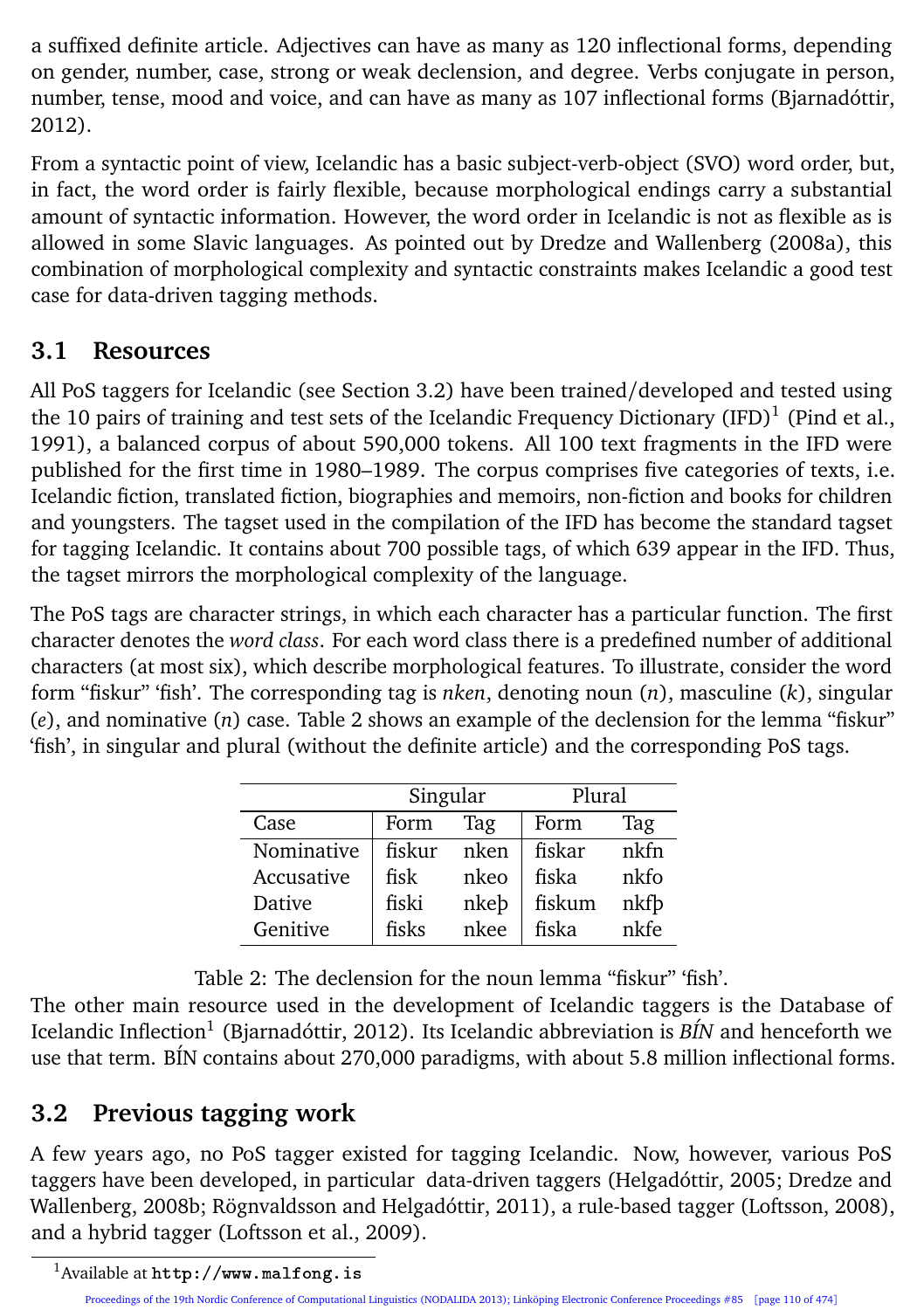a suffixed definite article. Adjectives can have as many as 120 inflectional forms, depending on gender, number, case, strong or weak declension, and degree. Verbs conjugate in person, number, tense, mood and voice, and can have as many as 107 inflectional forms (Bjarnadóttir, 2012).

From a syntactic point of view, Icelandic has a basic subject-verb-object (SVO) word order, but, in fact, the word order is fairly flexible, because morphological endings carry a substantial amount of syntactic information. However, the word order in Icelandic is not as flexible as is allowed in some Slavic languages. As pointed out by Dredze and Wallenberg (2008a), this combination of morphological complexity and syntactic constraints makes Icelandic a good test case for data-driven tagging methods.

## 3.1 Resources

All PoS taggers for Icelandic (see Section 3.2) have been trained/developed and tested using the 10 pairs of training and test sets of the Icelandic Frequency Dictionary (IFD)[1] (Pind et al., 1991), a balanced corpus of about 590,000 tokens. All 100 text fragments in the IFD were published for the first time in 1980–1989. The corpus comprises five categories of texts, i.e. Icelandic fiction, translated fiction, biographies and memoirs, non-fiction and books for children and youngsters. The tagset used in the compilation of the IFD has become the standard tagset for tagging Icelandic. It contains about 700 possible tags, of which 639 appear in the IFD. Thus, the tagset mirrors the morphological complexity of the language.

The PoS tags are character strings, in which each character has a particular function. The first character denotes the *word class*. For each word class there is a predefined number of additional characters (at most six), which describe morphological features. To illustrate, consider the word form "fiskur" 'fish'. The corresponding tag is *nken*, denoting noun (*n*), masculine (*k*), singular (*e*), and nominative (*n*) case. Table 2 shows an example of the declension for the lemma "fiskur" 'fish', in singular and plural (without the definite article) and the corresponding PoS tags.

| | Singular | | Plural | |
|---|---|---|---|---|
| Case | Form | Tag | Form | Tag |
| Nominative | fiskur | nken | fiskar | nkfn |
| Accusative | fisk | nkeo | fiska | nkfo |
| Dative | fiski | nkeþ | fiskum | nkfþ |
| Genitive | fisks | nkee | fiska | nkfe |

Table 2: The declension for the noun lemma "fiskur" 'fish'.

The other main resource used in the development of Icelandic taggers is the Database of Icelandic Inflection[1] (Bjarnadóttir, 2012). Its Icelandic abbreviation is *BÍN* and henceforth we use that term. BÍN contains about 270,000 paradigms, with about 5.8 million inflectional forms.

## 3.2 Previous tagging work

A few years ago, no PoS tagger existed for tagging Icelandic. Now, however, various PoS taggers have been developed, in particular data-driven taggers (Helgadóttir, 2005; Dredze and Wallenberg, 2008b; Rögnvaldsson and Helgadóttir, 2011), a rule-based tagger (Loftsson, 2008), and a hybrid tagger (Loftsson et al., 2009).

[1] Available at http://www.malfong.is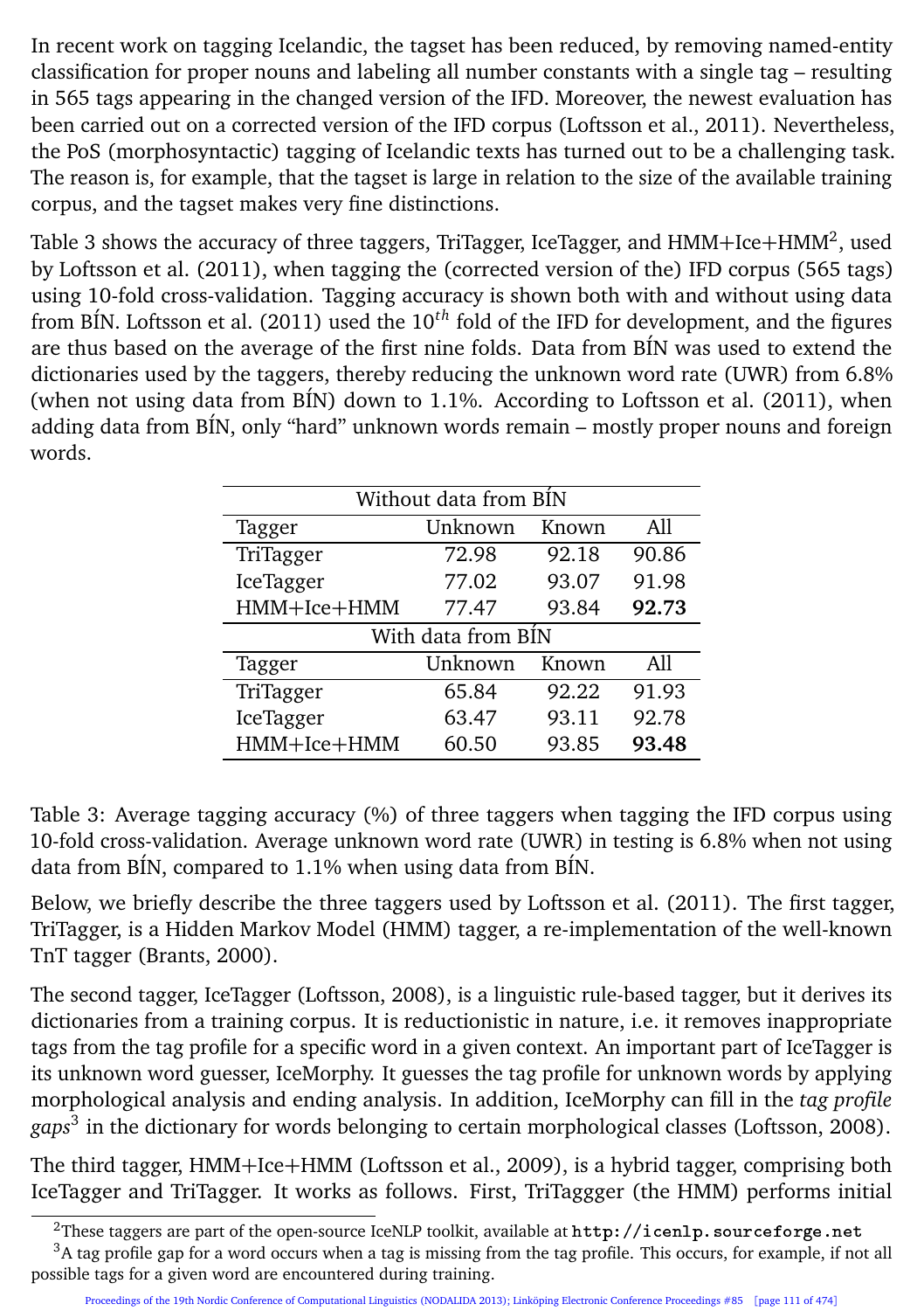In recent work on tagging Icelandic, the tagset has been reduced, by removing named-entity classification for proper nouns and labeling all number constants with a single tag – resulting in 565 tags appearing in the changed version of the IFD. Moreover, the newest evaluation has been carried out on a corrected version of the IFD corpus (Loftsson et al., 2011). Nevertheless, the PoS (morphosyntactic) tagging of Icelandic texts has turned out to be a challenging task. The reason is, for example, that the tagset is large in relation to the size of the available training corpus, and the tagset makes very fine distinctions.

Table 3 shows the accuracy of three taggers, TriTagger, IceTagger, and HMM+Ice+HMM[2], used by Loftsson et al. (2011), when tagging the (corrected version of the) IFD corpus (565 tags) using 10-fold cross-validation. Tagging accuracy is shown both with and without using data from BÍN. Loftsson et al. (2011) used the $10^{th}$ fold of the IFD for development, and the figures are thus based on the average of the first nine folds. Data from BÍN was used to extend the dictionaries used by the taggers, thereby reducing the unknown word rate (UWR) from 6.8% (when not using data from BÍN) down to 1.1%. According to Loftsson et al. (2011), when adding data from BÍN, only "hard" unknown words remain – mostly proper nouns and foreign words.

| Without data from BÍN | | | |
|---|---|---|---|
| Tagger | Unknown | Known | All |
| TriTagger | 72.98 | 92.18 | 90.86 |
| IceTagger | 77.02 | 93.07 | 91.98 |
| HMM+Ice+HMM | 77.47 | 93.84 | **92.73** |
| **With data from BÍN** | | | |
| Tagger | Unknown | Known | All |
| TriTagger | 65.84 | 92.22 | 91.93 |
| IceTagger | 63.47 | 93.11 | 92.78 |
| HMM+Ice+HMM | 60.50 | 93.85 | **93.48** |

Table 3: Average tagging accuracy (%) of three taggers when tagging the IFD corpus using 10-fold cross-validation. Average unknown word rate (UWR) in testing is 6.8% when not using data from BÍN, compared to 1.1% when using data from BÍN.

Below, we briefly describe the three taggers used by Loftsson et al. (2011). The first tagger, TriTagger, is a Hidden Markov Model (HMM) tagger, a re-implementation of the well-known TnT tagger (Brants, 2000).

The second tagger, IceTagger (Loftsson, 2008), is a linguistic rule-based tagger, but it derives its dictionaries from a training corpus. It is reductionistic in nature, i.e. it removes inappropriate tags from the tag profile for a specific word in a given context. An important part of IceTagger is its unknown word guesser, IceMorphy. It guesses the tag profile for unknown words by applying morphological analysis and ending analysis. In addition, IceMorphy can fill in the *tag profile gaps*[3] in the dictionary for words belonging to certain morphological classes (Loftsson, 2008).

The third tagger, HMM+Ice+HMM (Loftsson et al., 2009), is a hybrid tagger, comprising both IceTagger and TriTagger. It works as follows. First, TriTaggger (the HMM) performs initial

[2]These taggers are part of the open-source IceNLP toolkit, available at `http://icenlp.sourceforge.net`

[3]A tag profile gap for a word occurs when a tag is missing from the tag profile. This occurs, for example, if not all possible tags for a given word are encountered during training.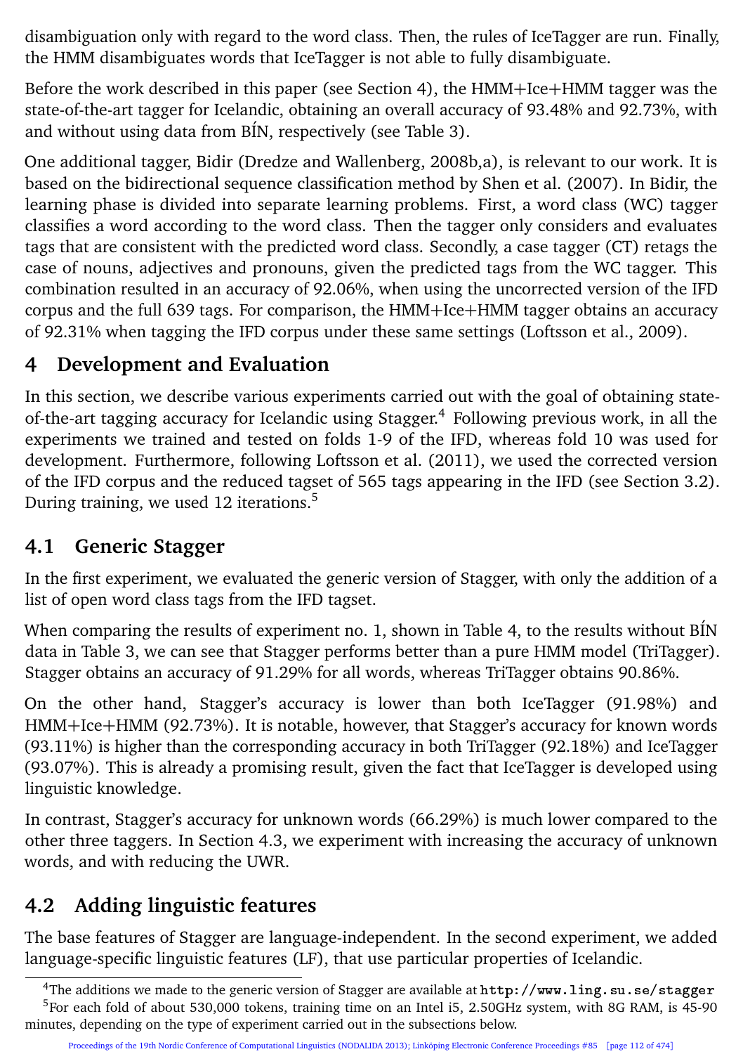disambiguation only with regard to the word class. Then, the rules of IceTagger are run. Finally, the HMM disambiguates words that IceTagger is not able to fully disambiguate.

Before the work described in this paper (see Section 4), the HMM+Ice+HMM tagger was the state-of-the-art tagger for Icelandic, obtaining an overall accuracy of 93.48% and 92.73%, with and without using data from BÍN, respectively (see Table 3).

One additional tagger, Bidir (Dredze and Wallenberg, 2008b,a), is relevant to our work. It is based on the bidirectional sequence classification method by Shen et al. (2007). In Bidir, the learning phase is divided into separate learning problems. First, a word class (WC) tagger classifies a word according to the word class. Then the tagger only considers and evaluates tags that are consistent with the predicted word class. Secondly, a case tagger (CT) retags the case of nouns, adjectives and pronouns, given the predicted tags from the WC tagger. This combination resulted in an accuracy of 92.06%, when using the uncorrected version of the IFD corpus and the full 639 tags. For comparison, the HMM+Ice+HMM tagger obtains an accuracy of 92.31% when tagging the IFD corpus under these same settings (Loftsson et al., 2009).

## 4 Development and Evaluation

In this section, we describe various experiments carried out with the goal of obtaining state-of-the-art tagging accuracy for Icelandic using Stagger.[4] Following previous work, in all the experiments we trained and tested on folds 1-9 of the IFD, whereas fold 10 was used for development. Furthermore, following Loftsson et al. (2011), we used the corrected version of the IFD corpus and the reduced tagset of 565 tags appearing in the IFD (see Section 3.2). During training, we used 12 iterations.[5]

### 4.1 Generic Stagger

In the first experiment, we evaluated the generic version of Stagger, with only the addition of a list of open word class tags from the IFD tagset.

When comparing the results of experiment no. 1, shown in Table 4, to the results without BÍN data in Table 3, we can see that Stagger performs better than a pure HMM model (TriTagger). Stagger obtains an accuracy of 91.29% for all words, whereas TriTagger obtains 90.86%.

On the other hand, Stagger's accuracy is lower than both IceTagger (91.98%) and HMM+Ice+HMM (92.73%). It is notable, however, that Stagger's accuracy for known words (93.11%) is higher than the corresponding accuracy in both TriTagger (92.18%) and IceTagger (93.07%). This is already a promising result, given the fact that IceTagger is developed using linguistic knowledge.

In contrast, Stagger's accuracy for unknown words (66.29%) is much lower compared to the other three taggers. In Section 4.3, we experiment with increasing the accuracy of unknown words, and with reducing the UWR.

### 4.2 Adding linguistic features

The base features of Stagger are language-independent. In the second experiment, we added language-specific linguistic features (LF), that use particular properties of Icelandic.

[4] The additions we made to the generic version of Stagger are available at http://www.ling.su.se/stagger

[5] For each fold of about 530,000 tokens, training time on an Intel i5, 2.50GHz system, with 8G RAM, is 45-90 minutes, depending on the type of experiment carried out in the subsections below.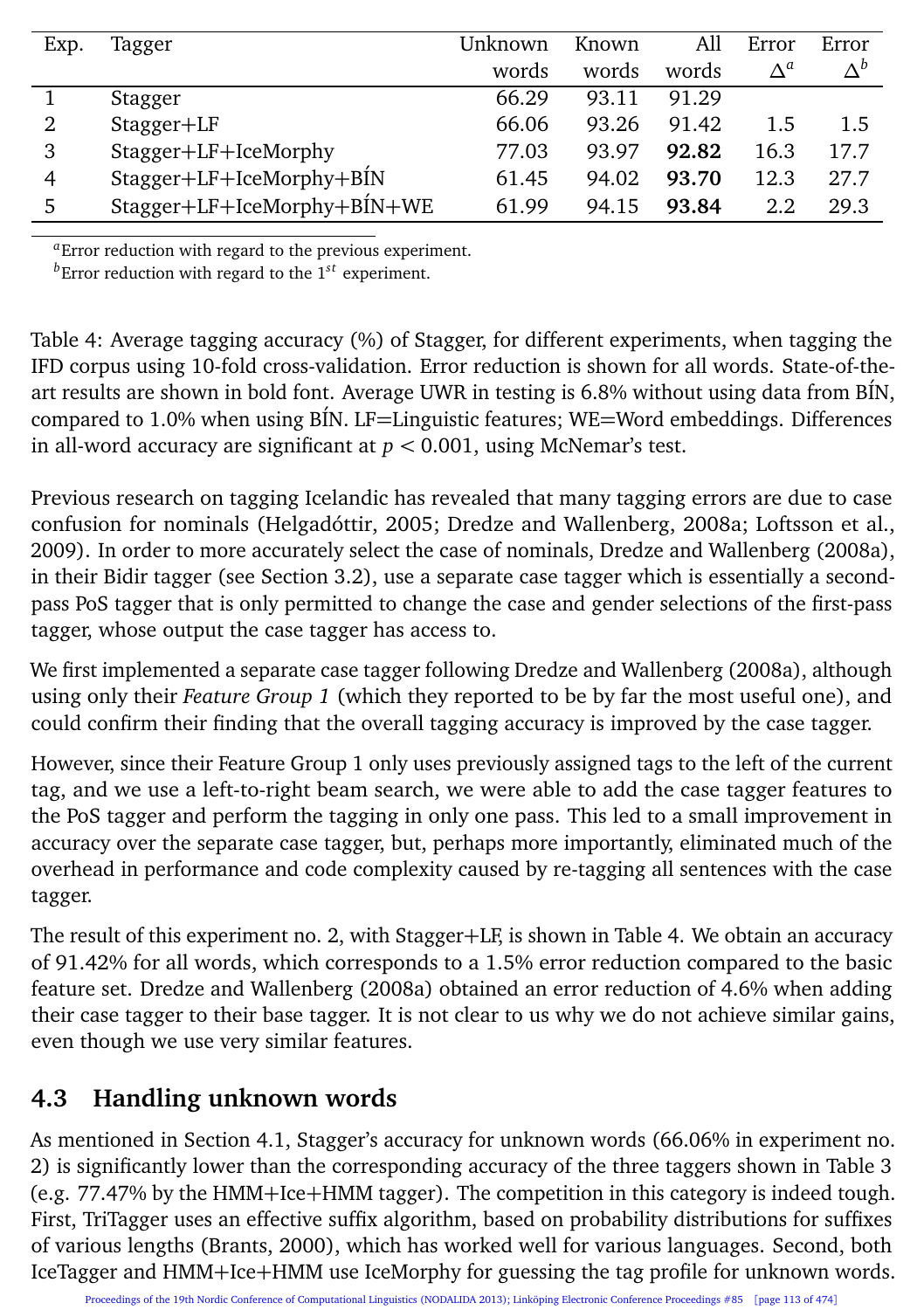| Exp. | Tagger | Unknown words | Known words | All words | Error $\Delta^a$ | Error $\Delta^b$ |
|---|---|---|---|---|---|---|
| 1 | Stagger | 66.29 | 93.11 | 91.29 | | |
| 2 | Stagger+LF | 66.06 | 93.26 | 91.42 | 1.5 | 1.5 |
| 3 | Stagger+LF+IceMorphy | 77.03 | 93.97 | **92.82** | 16.3 | 17.7 |
| 4 | Stagger+LF+IceMorphy+BÍN | 61.45 | 94.02 | **93.70** | 12.3 | 27.7 |
| 5 | Stagger+LF+IceMorphy+BÍN+WE | 61.99 | 94.15 | **93.84** | 2.2 | 29.3 |

[a]Error reduction with regard to the previous experiment.
[b]Error reduction with regard to the $1^{st}$ experiment.

Table 4: Average tagging accuracy (%) of Stagger, for different experiments, when tagging the IFD corpus using 10-fold cross-validation. Error reduction is shown for all words. State-of-the-art results are shown in bold font. Average UWR in testing is 6.8% without using data from BÍN, compared to 1.0% when using BÍN. LF=Linguistic features; WE=Word embeddings. Differences in all-word accuracy are significant at $p < 0.001$, using McNemar's test.

Previous research on tagging Icelandic has revealed that many tagging errors are due to case confusion for nominals (Helgadóttir, 2005; Dredze and Wallenberg, 2008a; Loftsson et al., 2009). In order to more accurately select the case of nominals, Dredze and Wallenberg (2008a), in their Bidir tagger (see Section 3.2), use a separate case tagger which is essentially a second-pass PoS tagger that is only permitted to change the case and gender selections of the first-pass tagger, whose output the case tagger has access to.

We first implemented a separate case tagger following Dredze and Wallenberg (2008a), although using only their *Feature Group 1* (which they reported to be by far the most useful one), and could confirm their finding that the overall tagging accuracy is improved by the case tagger.

However, since their Feature Group 1 only uses previously assigned tags to the left of the current tag, and we use a left-to-right beam search, we were able to add the case tagger features to the PoS tagger and perform the tagging in only one pass. This led to a small improvement in accuracy over the separate case tagger, but, perhaps more importantly, eliminated much of the overhead in performance and code complexity caused by re-tagging all sentences with the case tagger.

The result of this experiment no. 2, with Stagger+LF, is shown in Table 4. We obtain an accuracy of 91.42% for all words, which corresponds to a 1.5% error reduction compared to the basic feature set. Dredze and Wallenberg (2008a) obtained an error reduction of 4.6% when adding their case tagger to their base tagger. It is not clear to us why we do not achieve similar gains, even though we use very similar features.

## 4.3 Handling unknown words

As mentioned in Section 4.1, Stagger's accuracy for unknown words (66.06% in experiment no. 2) is significantly lower than the corresponding accuracy of the three taggers shown in Table 3 (e.g. 77.47% by the HMM+Ice+HMM tagger). The competition in this category is indeed tough. First, TriTagger uses an effective suffix algorithm, based on probability distributions for suffixes of various lengths (Brants, 2000), which has worked well for various languages. Second, both IceTagger and HMM+Ice+HMM use IceMorphy for guessing the tag profile for unknown words.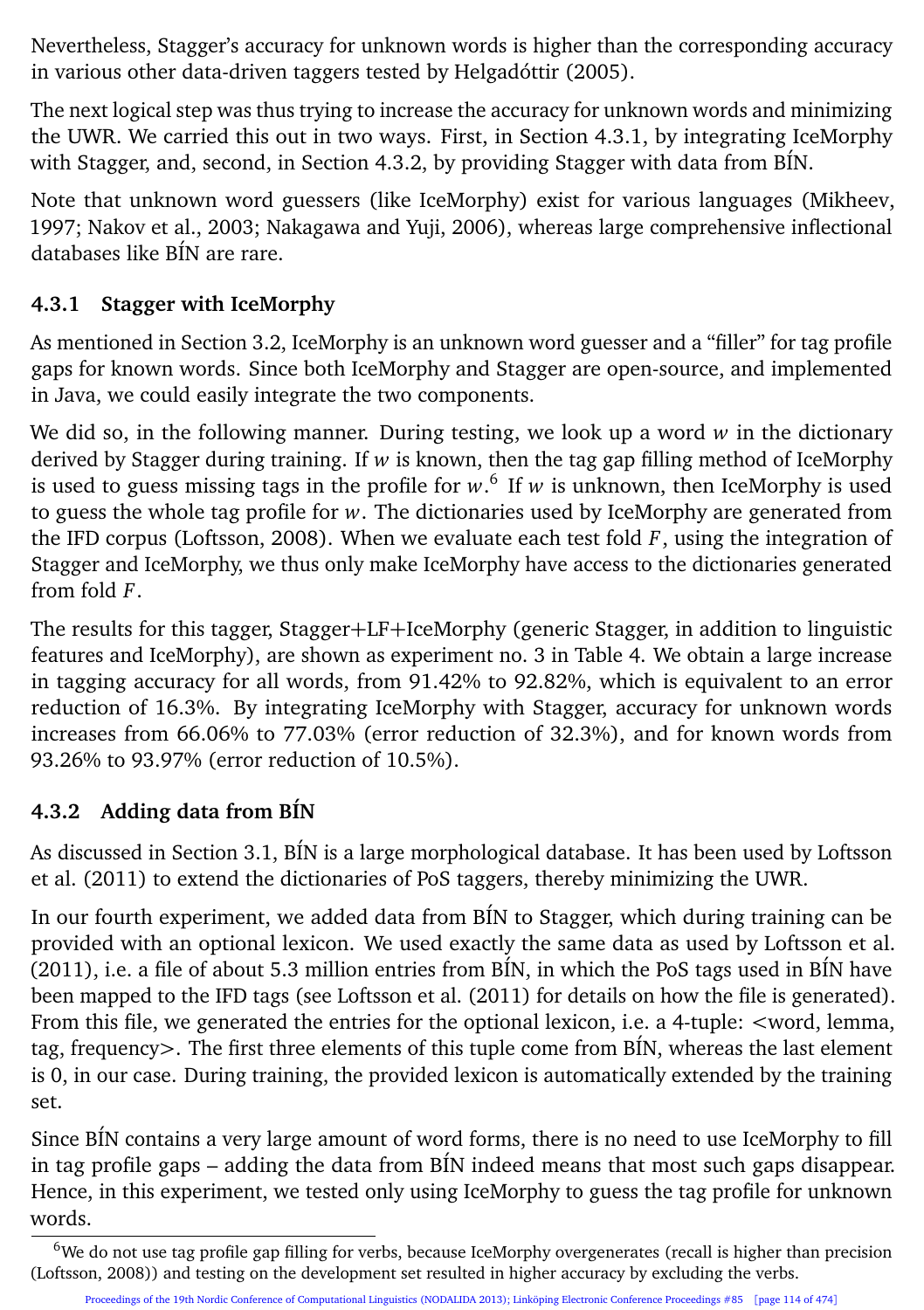Nevertheless, Stagger's accuracy for unknown words is higher than the corresponding accuracy in various other data-driven taggers tested by Helgadóttir (2005).

The next logical step was thus trying to increase the accuracy for unknown words and minimizing the UWR. We carried this out in two ways. First, in Section 4.3.1, by integrating IceMorphy with Stagger, and, second, in Section 4.3.2, by providing Stagger with data from BÍN.

Note that unknown word guessers (like IceMorphy) exist for various languages (Mikheev, 1997; Nakov et al., 2003; Nakagawa and Yuji, 2006), whereas large comprehensive inflectional databases like BÍN are rare.

### 4.3.1 Stagger with IceMorphy

As mentioned in Section 3.2, IceMorphy is an unknown word guesser and a "filler" for tag profile gaps for known words. Since both IceMorphy and Stagger are open-source, and implemented in Java, we could easily integrate the two components.

We did so, in the following manner. During testing, we look up a word $w$ in the dictionary derived by Stagger during training. If $w$ is known, then the tag gap filling method of IceMorphy is used to guess missing tags in the profile for $w$.[6] If $w$ is unknown, then IceMorphy is used to guess the whole tag profile for $w$. The dictionaries used by IceMorphy are generated from the IFD corpus (Loftsson, 2008). When we evaluate each test fold $F$, using the integration of Stagger and IceMorphy, we thus only make IceMorphy have access to the dictionaries generated from fold $F$.

The results for this tagger, Stagger+LF+IceMorphy (generic Stagger, in addition to linguistic features and IceMorphy), are shown as experiment no. 3 in Table 4. We obtain a large increase in tagging accuracy for all words, from 91.42% to 92.82%, which is equivalent to an error reduction of 16.3%. By integrating IceMorphy with Stagger, accuracy for unknown words increases from 66.06% to 77.03% (error reduction of 32.3%), and for known words from 93.26% to 93.97% (error reduction of 10.5%).

### 4.3.2 Adding data from BÍN

As discussed in Section 3.1, BÍN is a large morphological database. It has been used by Loftsson et al. (2011) to extend the dictionaries of PoS taggers, thereby minimizing the UWR.

In our fourth experiment, we added data from BÍN to Stagger, which during training can be provided with an optional lexicon. We used exactly the same data as used by Loftsson et al. (2011), i.e. a file of about 5.3 million entries from BÍN, in which the PoS tags used in BÍN have been mapped to the IFD tags (see Loftsson et al. (2011) for details on how the file is generated). From this file, we generated the entries for the optional lexicon, i.e. a 4-tuple: <word, lemma, tag, frequency>. The first three elements of this tuple come from BÍN, whereas the last element is 0, in our case. During training, the provided lexicon is automatically extended by the training set.

Since BÍN contains a very large amount of word forms, there is no need to use IceMorphy to fill in tag profile gaps – adding the data from BÍN indeed means that most such gaps disappear. Hence, in this experiment, we tested only using IceMorphy to guess the tag profile for unknown words.

[6] We do not use tag profile gap filling for verbs, because IceMorphy overgenerates (recall is higher than precision (Loftsson, 2008)) and testing on the development set resulted in higher accuracy by excluding the verbs.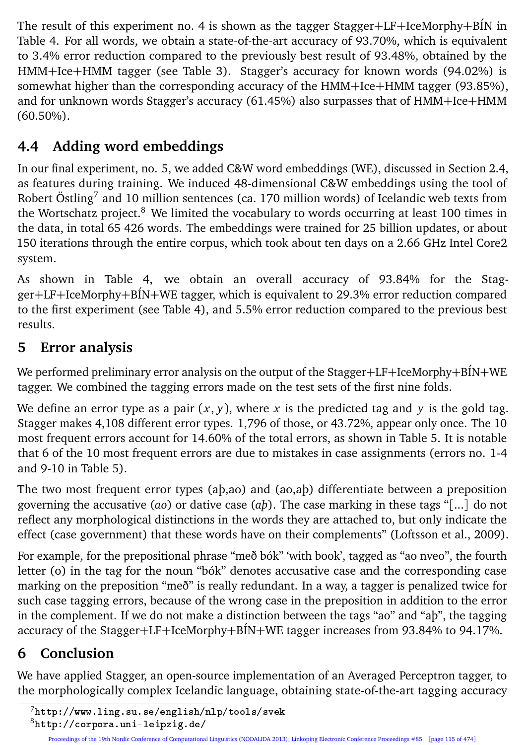The result of this experiment no. 4 is shown as the tagger Stagger+LF+IceMorphy+BÍN in Table 4. For all words, we obtain a state-of-the-art accuracy of 93.70%, which is equivalent to 3.4% error reduction compared to the previously best result of 93.48%, obtained by the HMM+Ice+HMM tagger (see Table 3). Stagger's accuracy for known words (94.02%) is somewhat higher than the corresponding accuracy of the HMM+Ice+HMM tagger (93.85%), and for unknown words Stagger's accuracy (61.45%) also surpasses that of HMM+Ice+HMM (60.50%).

## 4.4 Adding word embeddings

In our final experiment, no. 5, we added C&W word embeddings (WE), discussed in Section 2.4, as features during training. We induced 48-dimensional C&W embeddings using the tool of Robert Östling[7] and 10 million sentences (ca. 170 million words) of Icelandic web texts from the Wortschatz project.[8] We limited the vocabulary to words occurring at least 100 times in the data, in total 65 426 words. The embeddings were trained for 25 billion updates, or about 150 iterations through the entire corpus, which took about ten days on a 2.66 GHz Intel Core2 system.

As shown in Table 4, we obtain an overall accuracy of 93.84% for the Stagger+LF+IceMorphy+BÍN+WE tagger, which is equivalent to 29.3% error reduction compared to the first experiment (see Table 4), and 5.5% error reduction compared to the previous best results.

# 5 Error analysis

We performed preliminary error analysis on the output of the Stagger+LF+IceMorphy+BÍN+WE tagger. We combined the tagging errors made on the test sets of the first nine folds.

We define an error type as a pair $(x, y)$, where $x$ is the predicted tag and $y$ is the gold tag. Stagger makes 4,108 different error types. 1,796 of those, or 43.72%, appear only once. The 10 most frequent errors account for 14.60% of the total errors, as shown in Table 5. It is notable that 6 of the 10 most frequent errors are due to mistakes in case assignments (errors no. 1-4 and 9-10 in Table 5).

The two most frequent error types (aþ,ao) and (ao,aþ) differentiate between a preposition governing the accusative (*ao*) or dative case (*aþ*). The case marking in these tags "[...] do not reflect any morphological distinctions in the words they are attached to, but only indicate the effect (case government) that these words have on their complements" (Loftsson et al., 2009).

For example, for the prepositional phrase "með bók" 'with book', tagged as "ao nveo", the fourth letter (o) in the tag for the noun "bók" denotes accusative case and the corresponding case marking on the preposition "með" is really redundant. In a way, a tagger is penalized twice for such case tagging errors, because of the wrong case in the preposition in addition to the error in the complement. If we do not make a distinction between the tags "ao" and "aþ", the tagging accuracy of the Stagger+LF+IceMorphy+BÍN+WE tagger increases from 93.84% to 94.17%.

# 6 Conclusion

We have applied Stagger, an open-source implementation of an Averaged Perceptron tagger, to the morphologically complex Icelandic language, obtaining state-of-the-art tagging accuracy

[7] http://www.ling.su.se/english/nlp/tools/svek

[8] http://corpora.uni-leipzig.de/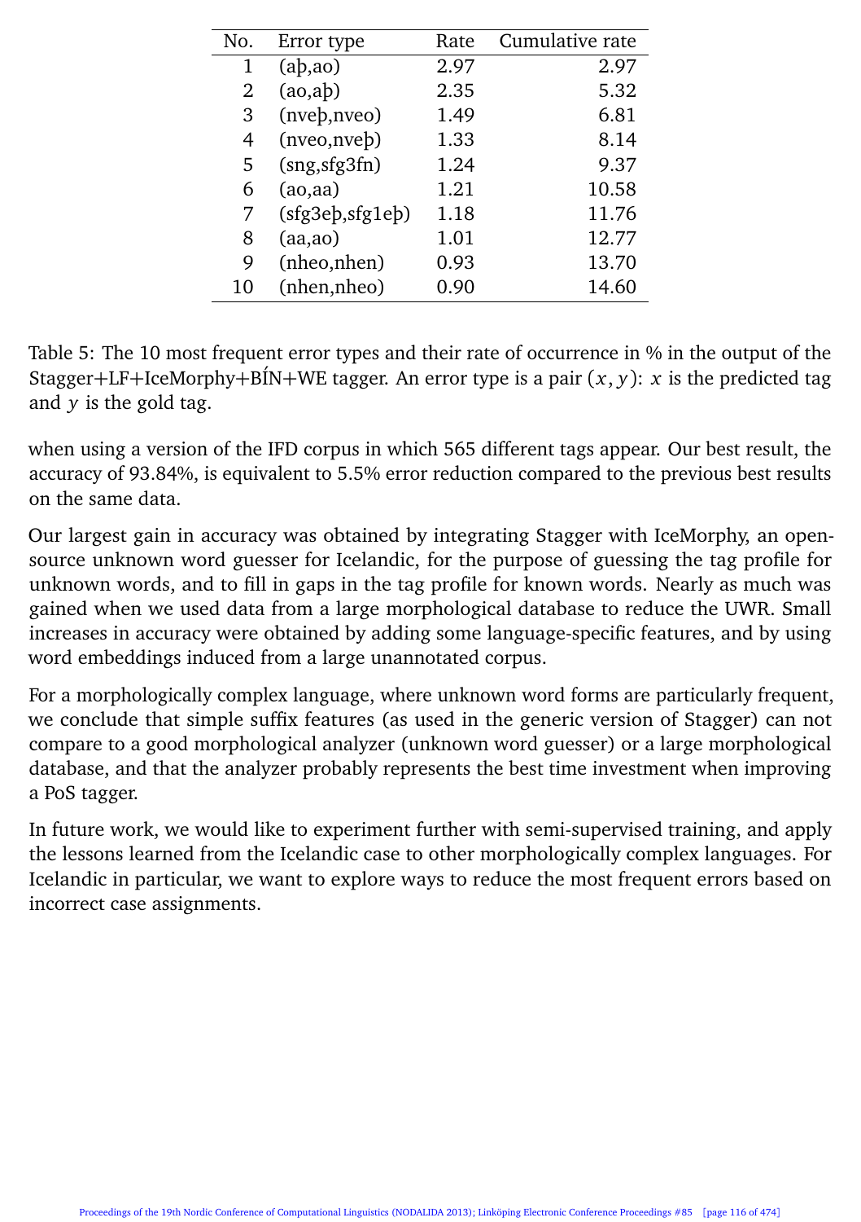| No. | Error type | Rate | Cumulative rate |
|---|---|---|---|
| 1 | (aþ,ao) | 2.97 | 2.97 |
| 2 | (ao,aþ) | 2.35 | 5.32 |
| 3 | (nveþ,nveo) | 1.49 | 6.81 |
| 4 | (nveo,nveþ) | 1.33 | 8.14 |
| 5 | (sng,sfg3fn) | 1.24 | 9.37 |
| 6 | (ao,aa) | 1.21 | 10.58 |
| 7 | (sfg3eþ,sfg1eþ) | 1.18 | 11.76 |
| 8 | (aa,ao) | 1.01 | 12.77 |
| 9 | (nheo,nhen) | 0.93 | 13.70 |
| 10 | (nhen,nheo) | 0.90 | 14.60 |

Table 5: The 10 most frequent error types and their rate of occurrence in % in the output of the Stagger+LF+IceMorphy+BÍN+WE tagger. An error type is a pair $(x, y)$: $x$ is the predicted tag and $y$ is the gold tag.

when using a version of the IFD corpus in which 565 different tags appear. Our best result, the accuracy of 93.84%, is equivalent to 5.5% error reduction compared to the previous best results on the same data.

Our largest gain in accuracy was obtained by integrating Stagger with IceMorphy, an open-source unknown word guesser for Icelandic, for the purpose of guessing the tag profile for unknown words, and to fill in gaps in the tag profile for known words. Nearly as much was gained when we used data from a large morphological database to reduce the UWR. Small increases in accuracy were obtained by adding some language-specific features, and by using word embeddings induced from a large unannotated corpus.

For a morphologically complex language, where unknown word forms are particularly frequent, we conclude that simple suffix features (as used in the generic version of Stagger) can not compare to a good morphological analyzer (unknown word guesser) or a large morphological database, and that the analyzer probably represents the best time investment when improving a PoS tagger.

In future work, we would like to experiment further with semi-supervised training, and apply the lessons learned from the Icelandic case to other morphologically complex languages. For Icelandic in particular, we want to explore ways to reduce the most frequent errors based on incorrect case assignments.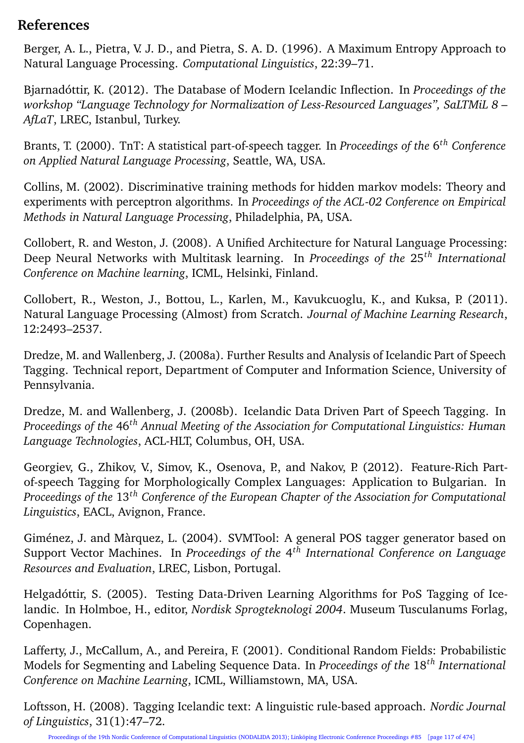## References

Berger, A. L., Pietra, V. J. D., and Pietra, S. A. D. (1996). A Maximum Entropy Approach to Natural Language Processing. *Computational Linguistics*, 22:39–71.

Bjarnadóttir, K. (2012). The Database of Modern Icelandic Inflection. In *Proceedings of the workshop "Language Technology for Normalization of Less-Resourced Languages", SaLTMiL 8 – AfLaT*, LREC, Istanbul, Turkey.

Brants, T. (2000). TnT: A statistical part-of-speech tagger. In *Proceedings of the 6$^{th}$ Conference on Applied Natural Language Processing*, Seattle, WA, USA.

Collins, M. (2002). Discriminative training methods for hidden markov models: Theory and experiments with perceptron algorithms. In *Proceedings of the ACL-02 Conference on Empirical Methods in Natural Language Processing*, Philadelphia, PA, USA.

Collobert, R. and Weston, J. (2008). A Unified Architecture for Natural Language Processing: Deep Neural Networks with Multitask learning. In *Proceedings of the 25$^{th}$ International Conference on Machine learning*, ICML, Helsinki, Finland.

Collobert, R., Weston, J., Bottou, L., Karlen, M., Kavukcuoglu, K., and Kuksa, P. (2011). Natural Language Processing (Almost) from Scratch. *Journal of Machine Learning Research*, 12:2493–2537.

Dredze, M. and Wallenberg, J. (2008a). Further Results and Analysis of Icelandic Part of Speech Tagging. Technical report, Department of Computer and Information Science, University of Pennsylvania.

Dredze, M. and Wallenberg, J. (2008b). Icelandic Data Driven Part of Speech Tagging. In *Proceedings of the 46$^{th}$ Annual Meeting of the Association for Computational Linguistics: Human Language Technologies*, ACL-HLT, Columbus, OH, USA.

Georgiev, G., Zhikov, V., Simov, K., Osenova, P., and Nakov, P. (2012). Feature-Rich Part-of-speech Tagging for Morphologically Complex Languages: Application to Bulgarian. In *Proceedings of the 13$^{th}$ Conference of the European Chapter of the Association for Computational Linguistics*, EACL, Avignon, France.

Giménez, J. and Màrquez, L. (2004). SVMTool: A general POS tagger generator based on Support Vector Machines. In *Proceedings of the 4$^{th}$ International Conference on Language Resources and Evaluation*, LREC, Lisbon, Portugal.

Helgadóttir, S. (2005). Testing Data-Driven Learning Algorithms for PoS Tagging of Icelandic. In Holmboe, H., editor, *Nordisk Sprogteknologi 2004*. Museum Tusculanums Forlag, Copenhagen.

Lafferty, J., McCallum, A., and Pereira, F. (2001). Conditional Random Fields: Probabilistic Models for Segmenting and Labeling Sequence Data. In *Proceedings of the 18$^{th}$ International Conference on Machine Learning*, ICML, Williamstown, MA, USA.

Loftsson, H. (2008). Tagging Icelandic text: A linguistic rule-based approach. *Nordic Journal of Linguistics*, 31(1):47–72.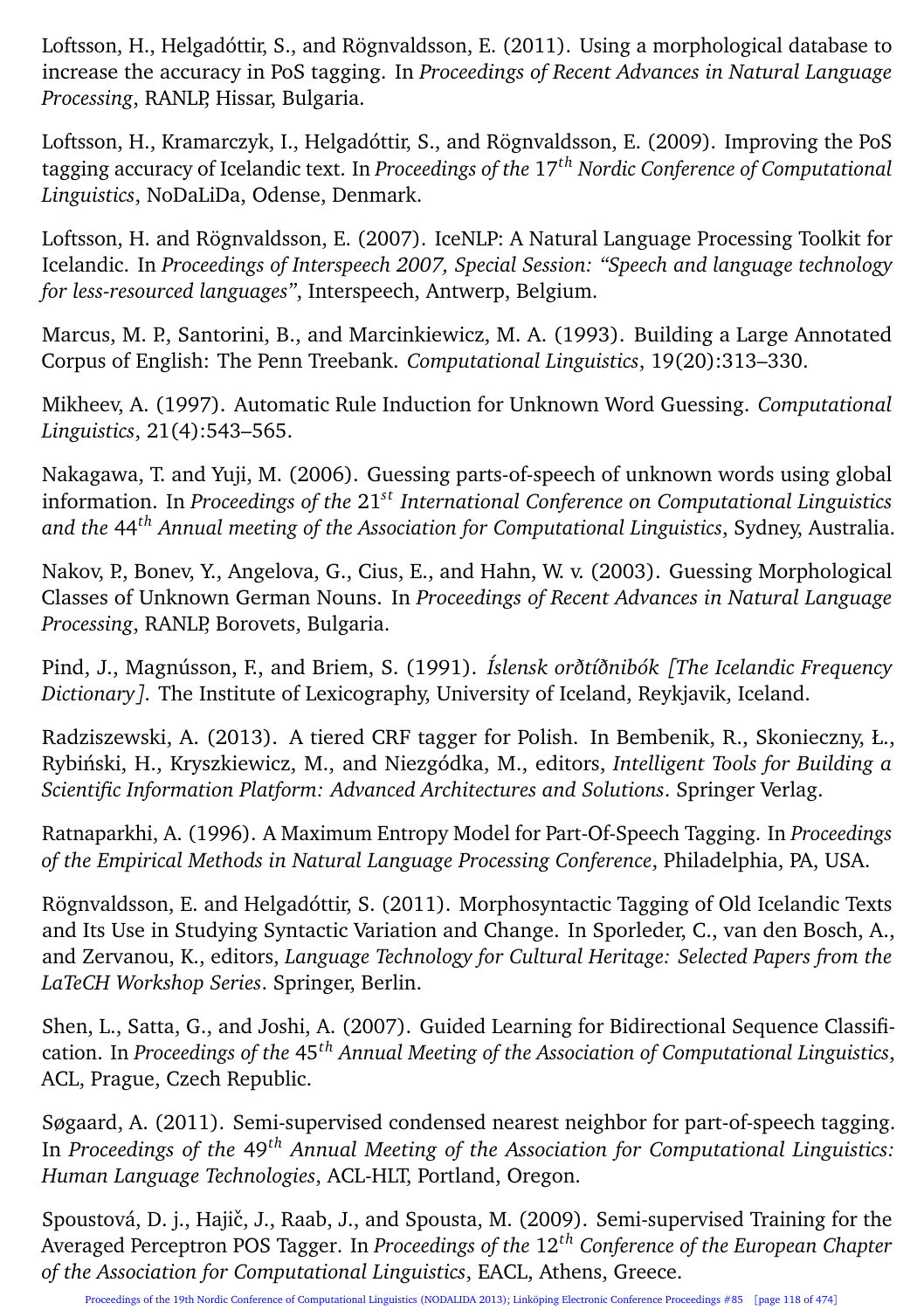Loftsson, H., Helgadóttir, S., and Rögnvaldsson, E. (2011). Using a morphological database to increase the accuracy in PoS tagging. In *Proceedings of Recent Advances in Natural Language Processing*, RANLP, Hissar, Bulgaria.

Loftsson, H., Kramarczyk, I., Helgadóttir, S., and Rögnvaldsson, E. (2009). Improving the PoS tagging accuracy of Icelandic text. In *Proceedings of the* 17*th* *Nordic Conference of Computational Linguistics*, NoDaLiDa, Odense, Denmark.

Loftsson, H. and Rögnvaldsson, E. (2007). IceNLP: A Natural Language Processing Toolkit for Icelandic. In *Proceedings of Interspeech 2007, Special Session: "Speech and language technology for less-resourced languages"*, Interspeech, Antwerp, Belgium.

Marcus, M. P., Santorini, B., and Marcinkiewicz, M. A. (1993). Building a Large Annotated Corpus of English: The Penn Treebank. *Computational Linguistics*, 19(20):313–330.

Mikheev, A. (1997). Automatic Rule Induction for Unknown Word Guessing. *Computational Linguistics*, 21(4):543–565.

Nakagawa, T. and Yuji, M. (2006). Guessing parts-of-speech of unknown words using global information. In *Proceedings of the* 21*st* *International Conference on Computational Linguistics and the* 44*th* *Annual meeting of the Association for Computational Linguistics*, Sydney, Australia.

Nakov, P., Bonev, Y., Angelova, G., Cius, E., and Hahn, W. v. (2003). Guessing Morphological Classes of Unknown German Nouns. In *Proceedings of Recent Advances in Natural Language Processing*, RANLP, Borovets, Bulgaria.

Pind, J., Magnússon, F., and Briem, S. (1991). *Íslensk orðtíðnibók [The Icelandic Frequency Dictionary]*. The Institute of Lexicography, University of Iceland, Reykjavik, Iceland.

Radziszewski, A. (2013). A tiered CRF tagger for Polish. In Bembenik, R., Skonieczny, Ł., Rybiński, H., Kryszkiewicz, M., and Niezgódka, M., editors, *Intelligent Tools for Building a Scientific Information Platform: Advanced Architectures and Solutions*. Springer Verlag.

Ratnaparkhi, A. (1996). A Maximum Entropy Model for Part-Of-Speech Tagging. In *Proceedings of the Empirical Methods in Natural Language Processing Conference*, Philadelphia, PA, USA.

Rögnvaldsson, E. and Helgadóttir, S. (2011). Morphosyntactic Tagging of Old Icelandic Texts and Its Use in Studying Syntactic Variation and Change. In Sporleder, C., van den Bosch, A., and Zervanou, K., editors, *Language Technology for Cultural Heritage: Selected Papers from the LaTeCH Workshop Series*. Springer, Berlin.

Shen, L., Satta, G., and Joshi, A. (2007). Guided Learning for Bidirectional Sequence Classification. In *Proceedings of the* 45*th* *Annual Meeting of the Association of Computational Linguistics*, ACL, Prague, Czech Republic.

Søgaard, A. (2011). Semi-supervised condensed nearest neighbor for part-of-speech tagging. In *Proceedings of the* 49*th* *Annual Meeting of the Association for Computational Linguistics: Human Language Technologies*, ACL-HLT, Portland, Oregon.

Spoustová, D. j., Hajič, J., Raab, J., and Spousta, M. (2009). Semi-supervised Training for the Averaged Perceptron POS Tagger. In *Proceedings of the* 12*th* *Conference of the European Chapter of the Association for Computational Linguistics*, EACL, Athens, Greece.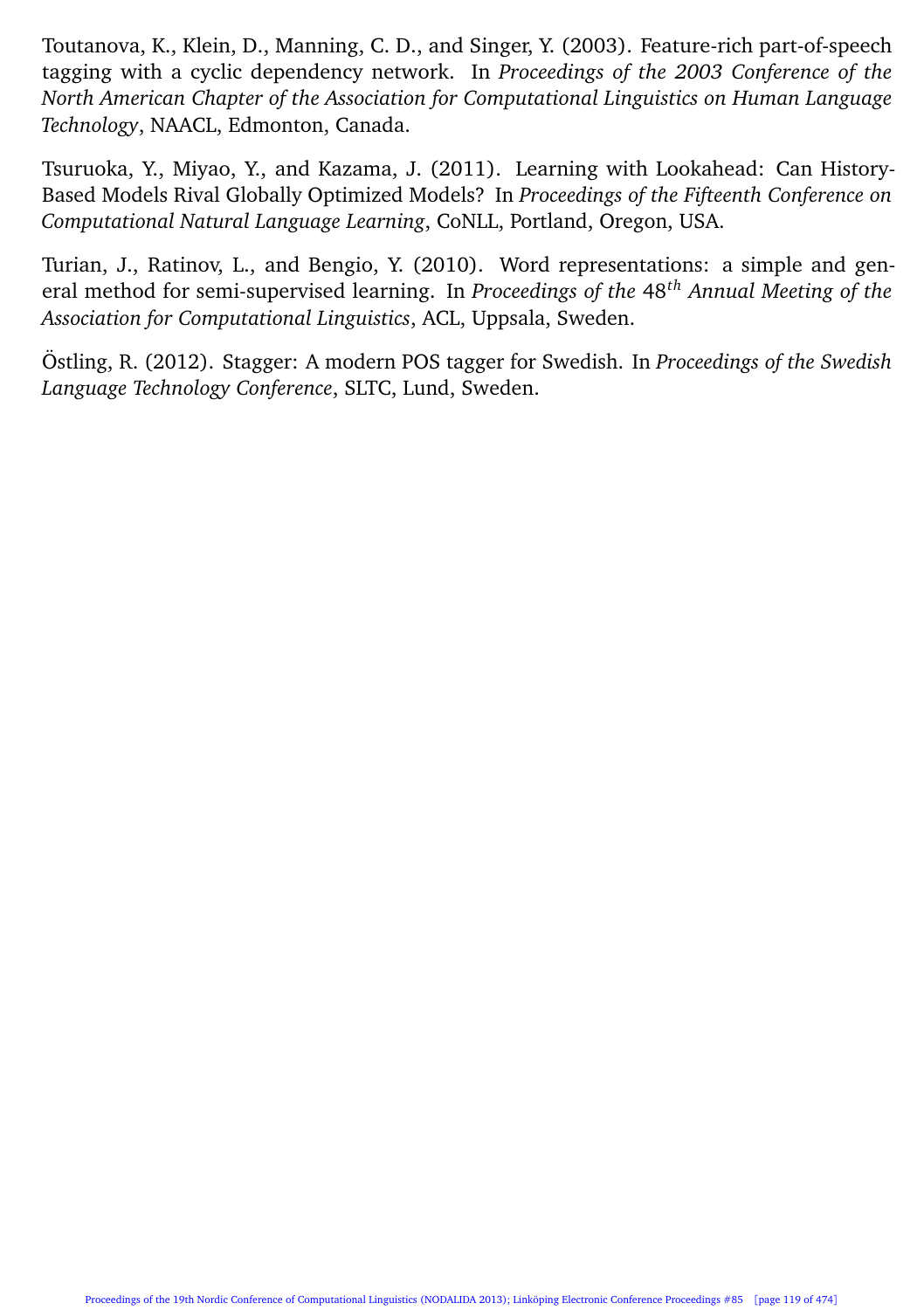Toutanova, K., Klein, D., Manning, C. D., and Singer, Y. (2003). Feature-rich part-of-speech tagging with a cyclic dependency network. In *Proceedings of the 2003 Conference of the North American Chapter of the Association for Computational Linguistics on Human Language Technology*, NAACL, Edmonton, Canada.

Tsuruoka, Y., Miyao, Y., and Kazama, J. (2011). Learning with Lookahead: Can History-Based Models Rival Globally Optimized Models? In *Proceedings of the Fifteenth Conference on Computational Natural Language Learning*, CoNLL, Portland, Oregon, USA.

Turian, J., Ratinov, L., and Bengio, Y. (2010). Word representations: a simple and general method for semi-supervised learning. In *Proceedings of the* $48^{th}$ *Annual Meeting of the Association for Computational Linguistics*, ACL, Uppsala, Sweden.

Östling, R. (2012). Stagger: A modern POS tagger for Swedish. In *Proceedings of the Swedish Language Technology Conference*, SLTC, Lund, Sweden.